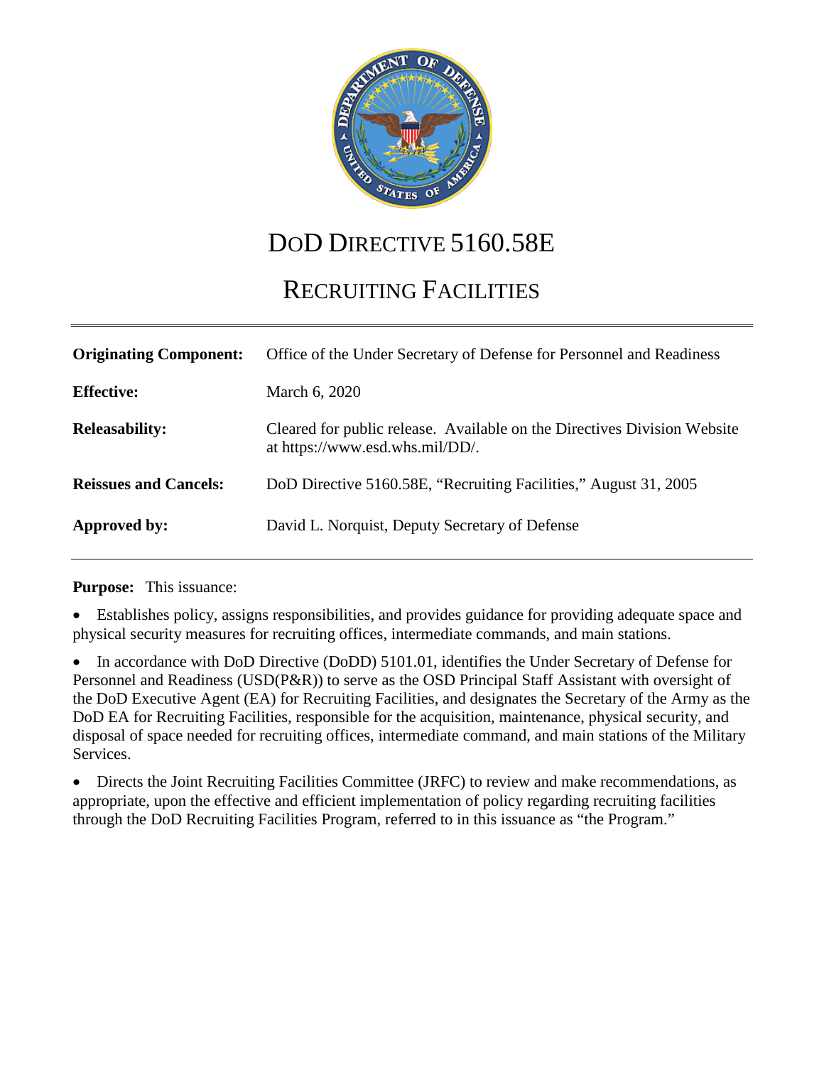# DoD DIRECTIVE 5160.58E

# RECRUITING FACILITIES

| | |
|---|---|
| **Originating Component:** | Office of the Under Secretary of Defense for Personnel and Readiness |
| **Effective:** | March 6, 2020 |
| **Releasability:** | Cleared for public release. Available on the Directives Division Website at https://www.esd.whs.mil/DD/. |
| **Reissues and Cancels:** | DoD Directive 5160.58E, "Recruiting Facilities," August 31, 2005 |
| **Approved by:** | David L. Norquist, Deputy Secretary of Defense |

**Purpose:** This issuance:

- Establishes policy, assigns responsibilities, and provides guidance for providing adequate space and physical security measures for recruiting offices, intermediate commands, and main stations.
- In accordance with DoD Directive (DoDD) 5101.01, identifies the Under Secretary of Defense for Personnel and Readiness (USD(P&R)) to serve as the OSD Principal Staff Assistant with oversight of the DoD Executive Agent (EA) for Recruiting Facilities, and designates the Secretary of the Army as the DoD EA for Recruiting Facilities, responsible for the acquisition, maintenance, physical security, and disposal of space needed for recruiting offices, intermediate command, and main stations of the Military Services.
- Directs the Joint Recruiting Facilities Committee (JRFC) to review and make recommendations, as appropriate, upon the effective and efficient implementation of policy regarding recruiting facilities through the DoD Recruiting Facilities Program, referred to in this issuance as "the Program."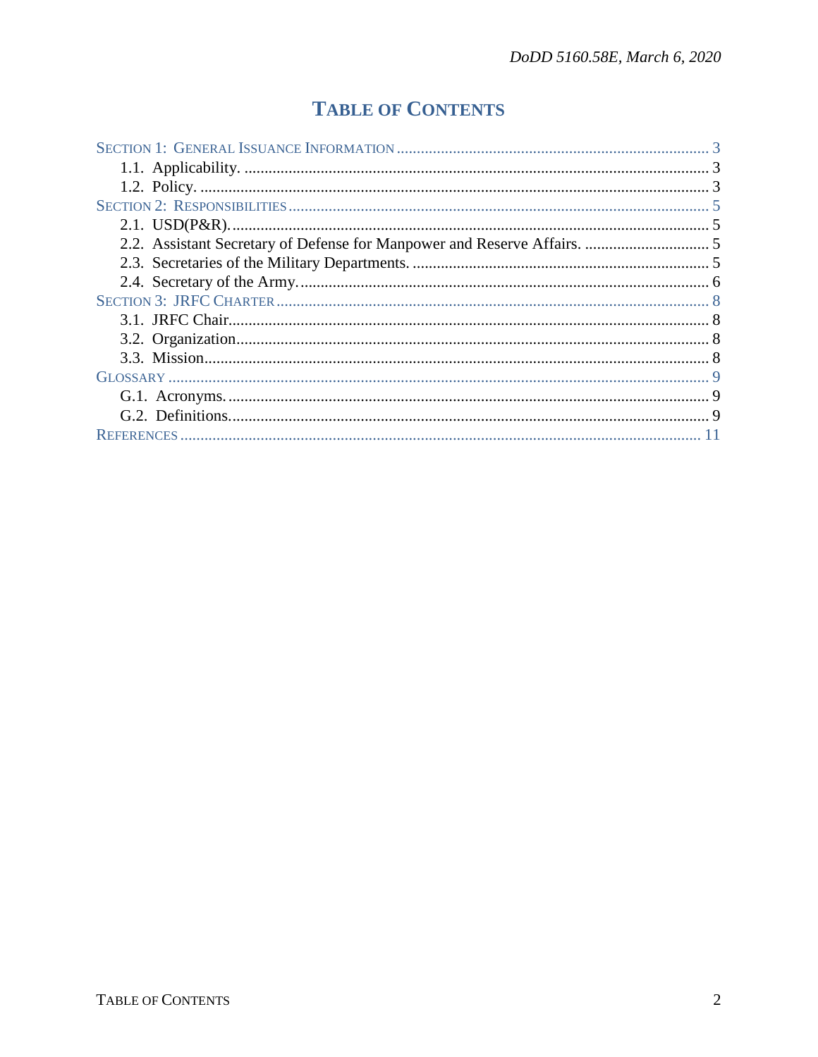# TABLE OF CONTENTS

SECTION 1: GENERAL ISSUANCE INFORMATION ............ 3
- 1.1. Applicability. ............ 3
- 1.2. Policy. ............ 3

SECTION 2: RESPONSIBILITIES ............ 5
- 2.1. USD(P&R). ............ 5
- 2.2. Assistant Secretary of Defense for Manpower and Reserve Affairs. ............ 5
- 2.3. Secretaries of the Military Departments. ............ 5
- 2.4. Secretary of the Army. ............ 6

SECTION 3: JRFC CHARTER ............ 8
- 3.1. JRFC Chair. ............ 8
- 3.2. Organization. ............ 8
- 3.3. Mission. ............ 8

GLOSSARY ............ 9
- G.1. Acronyms. ............ 9
- G.2. Definitions. ............ 9

REFERENCES ............ 11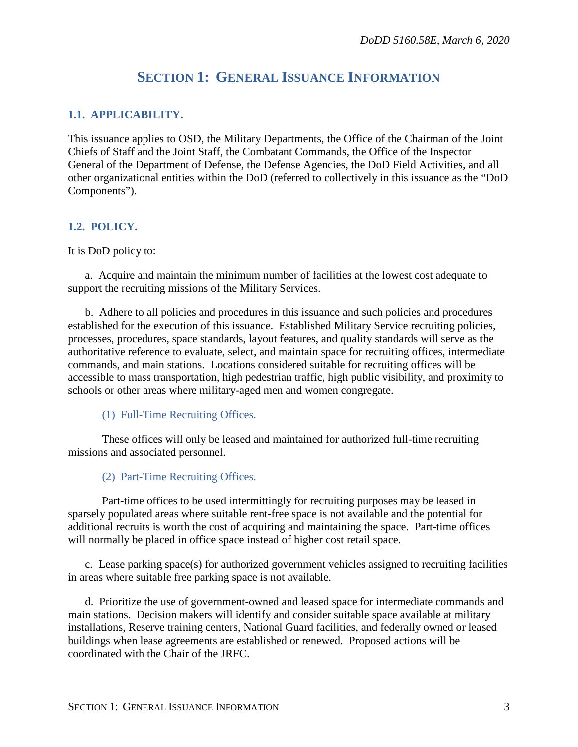# SECTION 1: GENERAL ISSUANCE INFORMATION

## 1.1. APPLICABILITY.

This issuance applies to OSD, the Military Departments, the Office of the Chairman of the Joint Chiefs of Staff and the Joint Staff, the Combatant Commands, the Office of the Inspector General of the Department of Defense, the Defense Agencies, the DoD Field Activities, and all other organizational entities within the DoD (referred to collectively in this issuance as the "DoD Components").

## 1.2. POLICY.

It is DoD policy to:

a. Acquire and maintain the minimum number of facilities at the lowest cost adequate to support the recruiting missions of the Military Services.

b. Adhere to all policies and procedures in this issuance and such policies and procedures established for the execution of this issuance. Established Military Service recruiting policies, processes, procedures, space standards, layout features, and quality standards will serve as the authoritative reference to evaluate, select, and maintain space for recruiting offices, intermediate commands, and main stations. Locations considered suitable for recruiting offices will be accessible to mass transportation, high pedestrian traffic, high public visibility, and proximity to schools or other areas where military-aged men and women congregate.

### (1) Full-Time Recruiting Offices.

These offices will only be leased and maintained for authorized full-time recruiting missions and associated personnel.

### (2) Part-Time Recruiting Offices.

Part-time offices to be used intermittingly for recruiting purposes may be leased in sparsely populated areas where suitable rent-free space is not available and the potential for additional recruits is worth the cost of acquiring and maintaining the space. Part-time offices will normally be placed in office space instead of higher cost retail space.

c. Lease parking space(s) for authorized government vehicles assigned to recruiting facilities in areas where suitable free parking space is not available.

d. Prioritize the use of government-owned and leased space for intermediate commands and main stations. Decision makers will identify and consider suitable space available at military installations, Reserve training centers, National Guard facilities, and federally owned or leased buildings when lease agreements are established or renewed. Proposed actions will be coordinated with the Chair of the JRFC.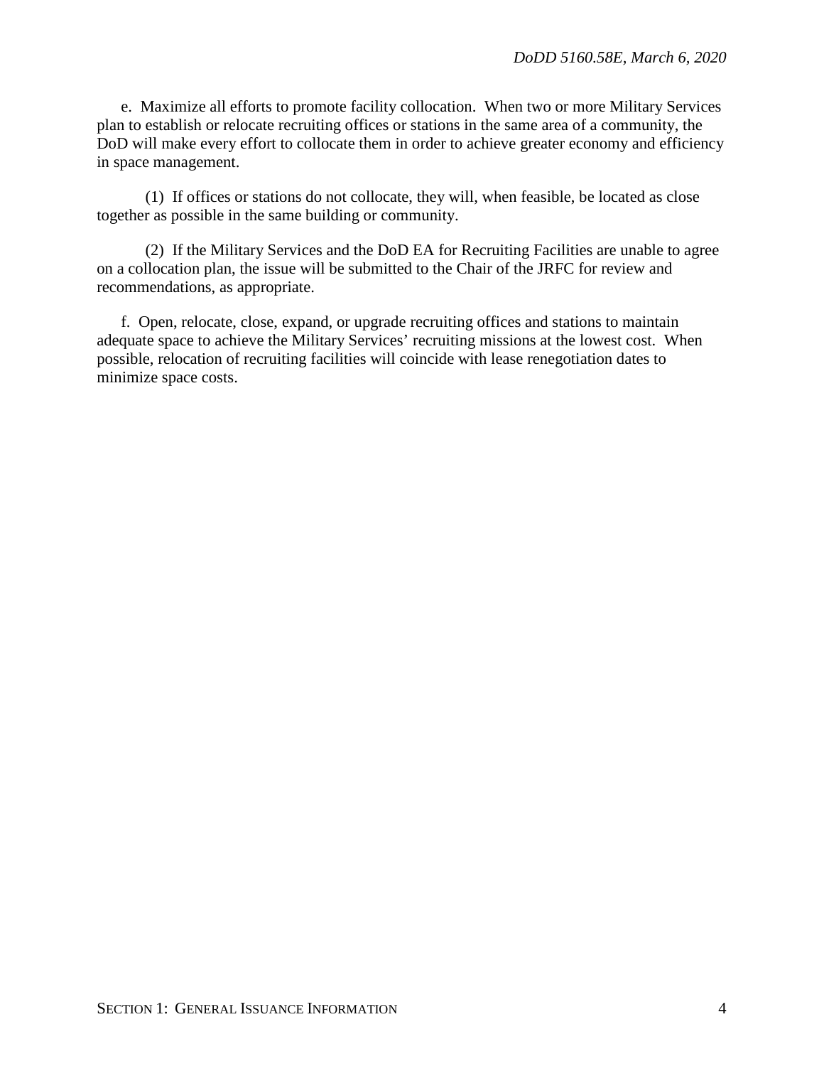e. Maximize all efforts to promote facility collocation. When two or more Military Services plan to establish or relocate recruiting offices or stations in the same area of a community, the DoD will make every effort to collocate them in order to achieve greater economy and efficiency in space management.

(1) If offices or stations do not collocate, they will, when feasible, be located as close together as possible in the same building or community.

(2) If the Military Services and the DoD EA for Recruiting Facilities are unable to agree on a collocation plan, the issue will be submitted to the Chair of the JRFC for review and recommendations, as appropriate.

f. Open, relocate, close, expand, or upgrade recruiting offices and stations to maintain adequate space to achieve the Military Services' recruiting missions at the lowest cost. When possible, relocation of recruiting facilities will coincide with lease renegotiation dates to minimize space costs.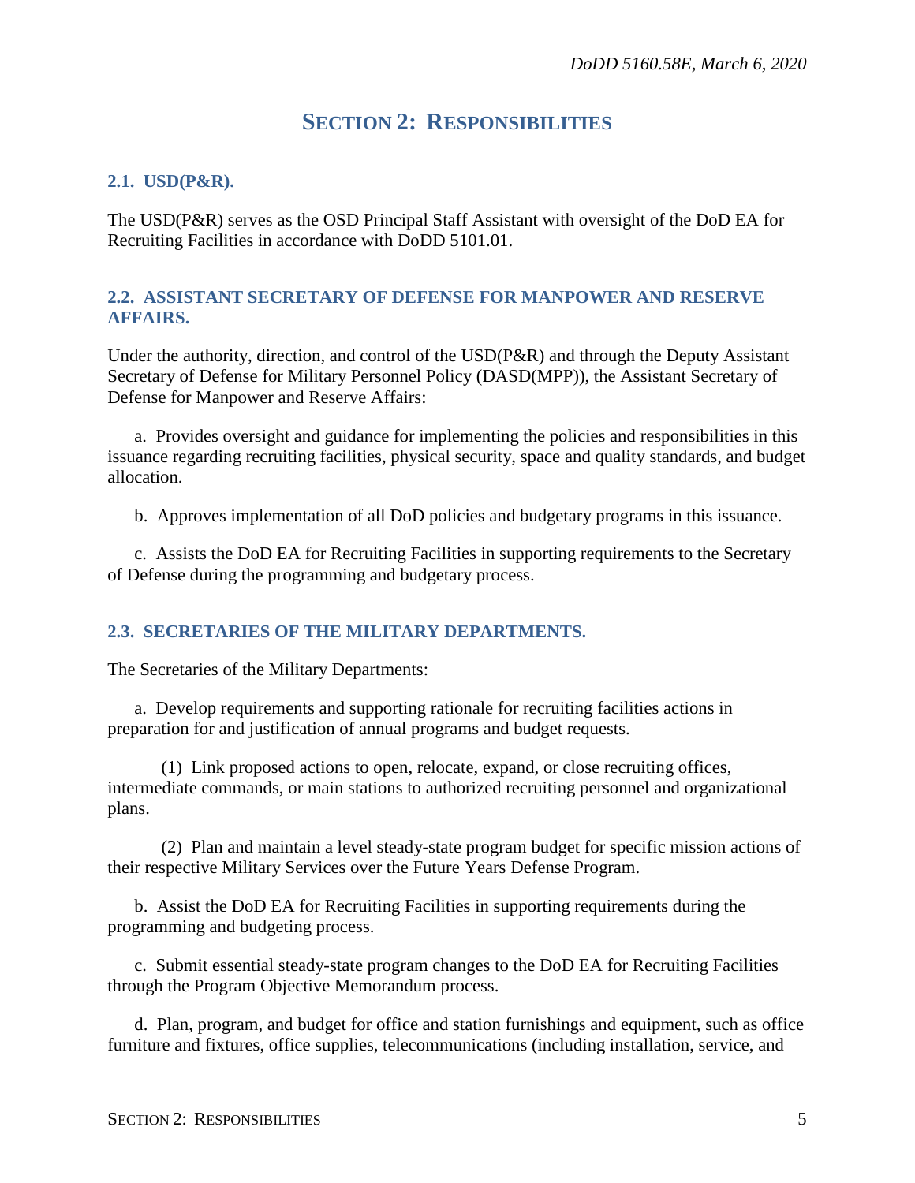# SECTION 2: RESPONSIBILITIES

## 2.1. USD(P&R).

The USD(P&R) serves as the OSD Principal Staff Assistant with oversight of the DoD EA for Recruiting Facilities in accordance with DoDD 5101.01.

## 2.2. ASSISTANT SECRETARY OF DEFENSE FOR MANPOWER AND RESERVE AFFAIRS.

Under the authority, direction, and control of the USD(P&R) and through the Deputy Assistant Secretary of Defense for Military Personnel Policy (DASD(MPP)), the Assistant Secretary of Defense for Manpower and Reserve Affairs:

a. Provides oversight and guidance for implementing the policies and responsibilities in this issuance regarding recruiting facilities, physical security, space and quality standards, and budget allocation.

b. Approves implementation of all DoD policies and budgetary programs in this issuance.

c. Assists the DoD EA for Recruiting Facilities in supporting requirements to the Secretary of Defense during the programming and budgetary process.

## 2.3. SECRETARIES OF THE MILITARY DEPARTMENTS.

The Secretaries of the Military Departments:

a. Develop requirements and supporting rationale for recruiting facilities actions in preparation for and justification of annual programs and budget requests.

(1) Link proposed actions to open, relocate, expand, or close recruiting offices, intermediate commands, or main stations to authorized recruiting personnel and organizational plans.

(2) Plan and maintain a level steady-state program budget for specific mission actions of their respective Military Services over the Future Years Defense Program.

b. Assist the DoD EA for Recruiting Facilities in supporting requirements during the programming and budgeting process.

c. Submit essential steady-state program changes to the DoD EA for Recruiting Facilities through the Program Objective Memorandum process.

d. Plan, program, and budget for office and station furnishings and equipment, such as office furniture and fixtures, office supplies, telecommunications (including installation, service, and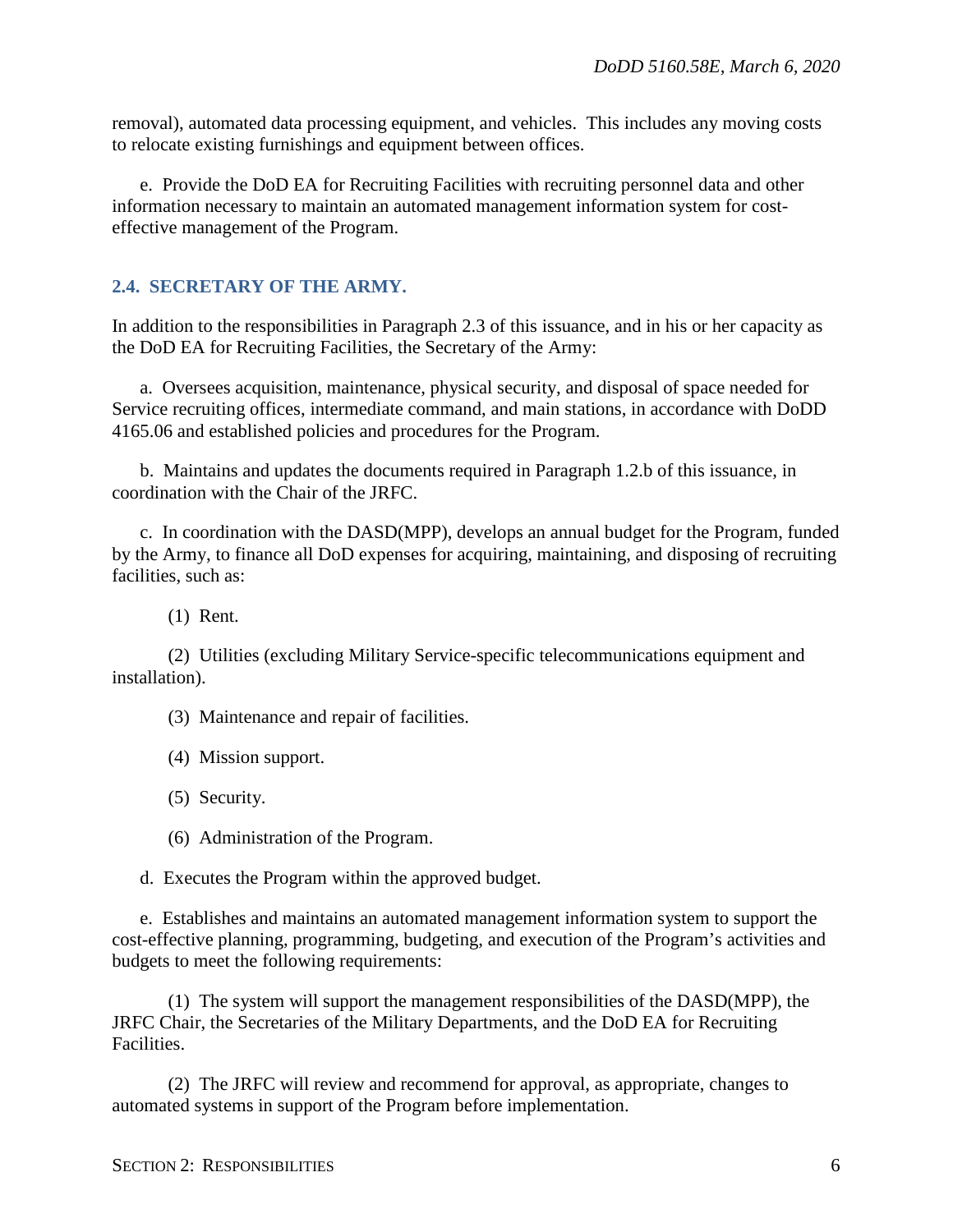removal), automated data processing equipment, and vehicles. This includes any moving costs to relocate existing furnishings and equipment between offices.

e. Provide the DoD EA for Recruiting Facilities with recruiting personnel data and other information necessary to maintain an automated management information system for cost-effective management of the Program.

## 2.4. SECRETARY OF THE ARMY.

In addition to the responsibilities in Paragraph 2.3 of this issuance, and in his or her capacity as the DoD EA for Recruiting Facilities, the Secretary of the Army:

a. Oversees acquisition, maintenance, physical security, and disposal of space needed for Service recruiting offices, intermediate command, and main stations, in accordance with DoDD 4165.06 and established policies and procedures for the Program.

b. Maintains and updates the documents required in Paragraph 1.2.b of this issuance, in coordination with the Chair of the JRFC.

c. In coordination with the DASD(MPP), develops an annual budget for the Program, funded by the Army, to finance all DoD expenses for acquiring, maintaining, and disposing of recruiting facilities, such as:

(1) Rent.

(2) Utilities (excluding Military Service-specific telecommunications equipment and installation).

(3) Maintenance and repair of facilities.

(4) Mission support.

(5) Security.

(6) Administration of the Program.

d. Executes the Program within the approved budget.

e. Establishes and maintains an automated management information system to support the cost-effective planning, programming, budgeting, and execution of the Program's activities and budgets to meet the following requirements:

(1) The system will support the management responsibilities of the DASD(MPP), the JRFC Chair, the Secretaries of the Military Departments, and the DoD EA for Recruiting Facilities.

(2) The JRFC will review and recommend for approval, as appropriate, changes to automated systems in support of the Program before implementation.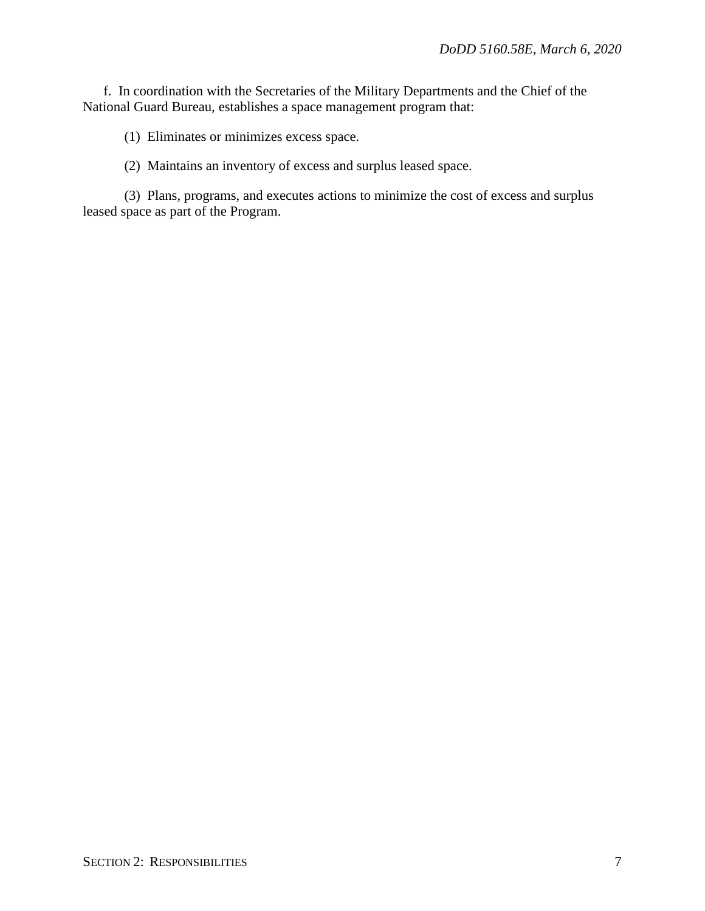f. In coordination with the Secretaries of the Military Departments and the Chief of the National Guard Bureau, establishes a space management program that:

(1) Eliminates or minimizes excess space.

(2) Maintains an inventory of excess and surplus leased space.

(3) Plans, programs, and executes actions to minimize the cost of excess and surplus leased space as part of the Program.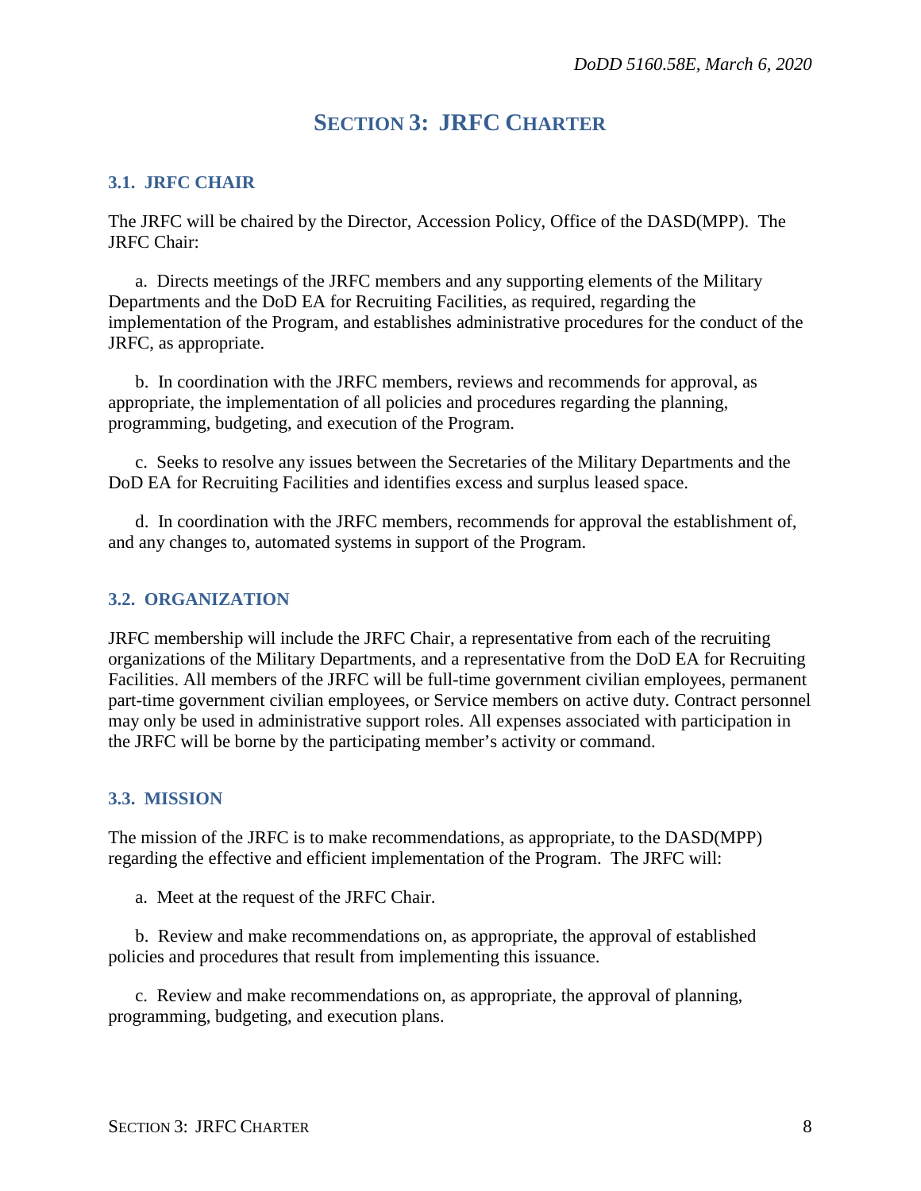# SECTION 3: JRFC CHARTER

## 3.1. JRFC CHAIR

The JRFC will be chaired by the Director, Accession Policy, Office of the DASD(MPP). The JRFC Chair:

a. Directs meetings of the JRFC members and any supporting elements of the Military Departments and the DoD EA for Recruiting Facilities, as required, regarding the implementation of the Program, and establishes administrative procedures for the conduct of the JRFC, as appropriate.

b. In coordination with the JRFC members, reviews and recommends for approval, as appropriate, the implementation of all policies and procedures regarding the planning, programming, budgeting, and execution of the Program.

c. Seeks to resolve any issues between the Secretaries of the Military Departments and the DoD EA for Recruiting Facilities and identifies excess and surplus leased space.

d. In coordination with the JRFC members, recommends for approval the establishment of, and any changes to, automated systems in support of the Program.

## 3.2. ORGANIZATION

JRFC membership will include the JRFC Chair, a representative from each of the recruiting organizations of the Military Departments, and a representative from the DoD EA for Recruiting Facilities. All members of the JRFC will be full-time government civilian employees, permanent part-time government civilian employees, or Service members on active duty. Contract personnel may only be used in administrative support roles. All expenses associated with participation in the JRFC will be borne by the participating member's activity or command.

## 3.3. MISSION

The mission of the JRFC is to make recommendations, as appropriate, to the DASD(MPP) regarding the effective and efficient implementation of the Program. The JRFC will:

a. Meet at the request of the JRFC Chair.

b. Review and make recommendations on, as appropriate, the approval of established policies and procedures that result from implementing this issuance.

c. Review and make recommendations on, as appropriate, the approval of planning, programming, budgeting, and execution plans.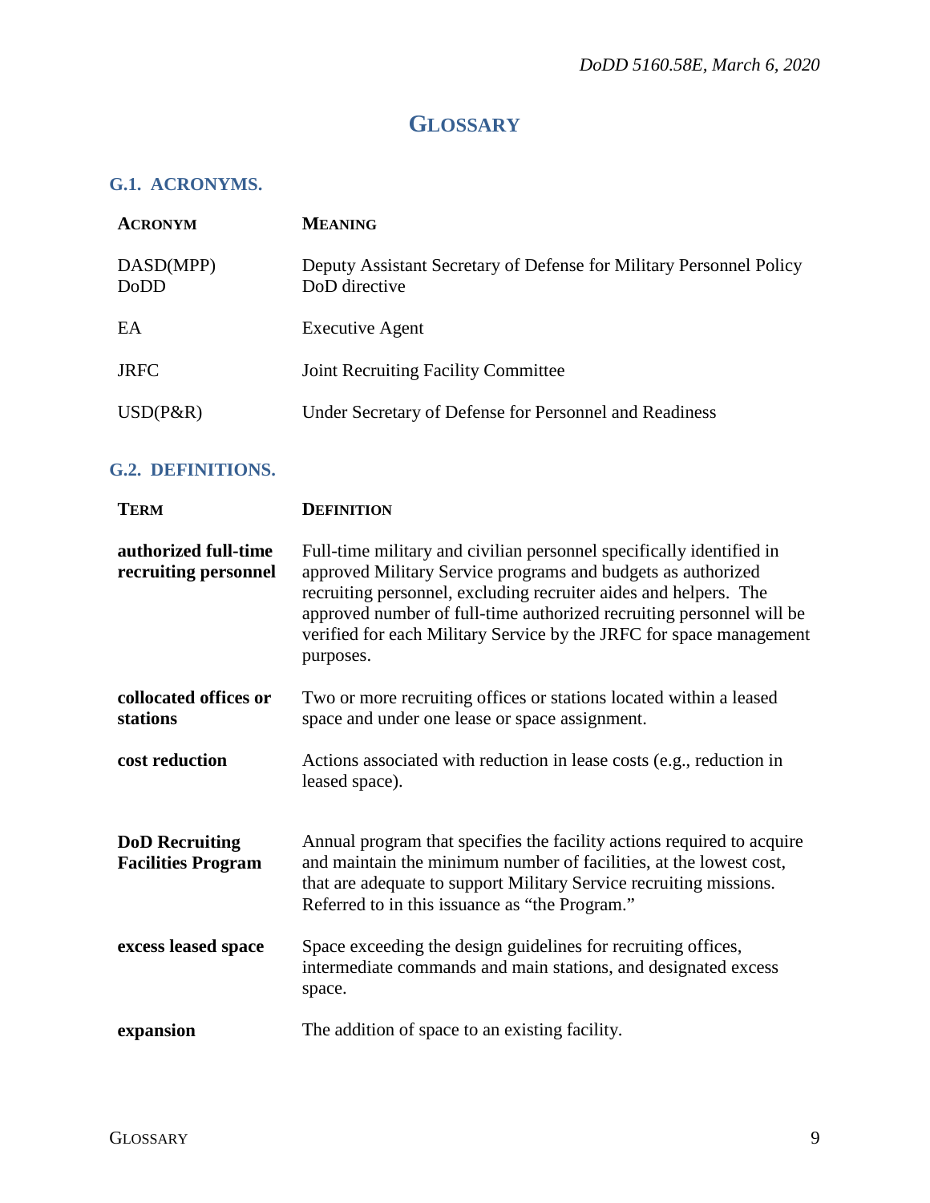# GLOSSARY

## G.1. ACRONYMS.

| ACRONYM | MEANING |
|---|---|
| DASD(MPP) | Deputy Assistant Secretary of Defense for Military Personnel Policy |
| DoDD | DoD directive |
| EA | Executive Agent |
| JRFC | Joint Recruiting Facility Committee |
| USD(P&R) | Under Secretary of Defense for Personnel and Readiness |

## G.2. DEFINITIONS.

| TERM | DEFINITION |
|---|---|
| **authorized full-time recruiting personnel** | Full-time military and civilian personnel specifically identified in approved Military Service programs and budgets as authorized recruiting personnel, excluding recruiter aides and helpers. The approved number of full-time authorized recruiting personnel will be verified for each Military Service by the JRFC for space management purposes. |
| **collocated offices or stations** | Two or more recruiting offices or stations located within a leased space and under one lease or space assignment. |
| **cost reduction** | Actions associated with reduction in lease costs (e.g., reduction in leased space). |
| **DoD Recruiting Facilities Program** | Annual program that specifies the facility actions required to acquire and maintain the minimum number of facilities, at the lowest cost, that are adequate to support Military Service recruiting missions. Referred to in this issuance as "the Program." |
| **excess leased space** | Space exceeding the design guidelines for recruiting offices, intermediate commands and main stations, and designated excess space. |
| **expansion** | The addition of space to an existing facility. |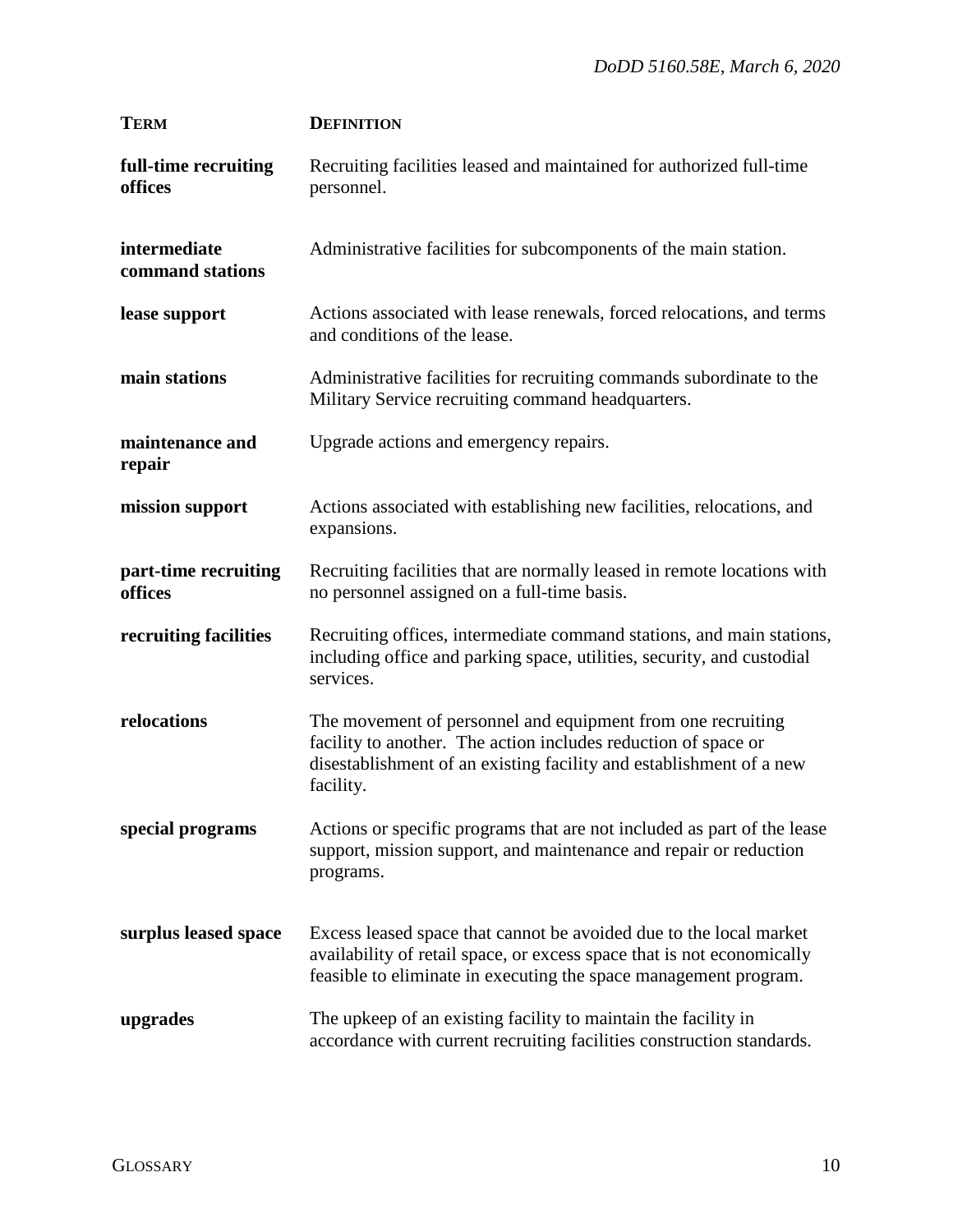| TERM | DEFINITION |
| --- | --- |
| **full-time recruiting offices** | Recruiting facilities leased and maintained for authorized full-time personnel. |
| **intermediate command stations** | Administrative facilities for subcomponents of the main station. |
| **lease support** | Actions associated with lease renewals, forced relocations, and terms and conditions of the lease. |
| **main stations** | Administrative facilities for recruiting commands subordinate to the Military Service recruiting command headquarters. |
| **maintenance and repair** | Upgrade actions and emergency repairs. |
| **mission support** | Actions associated with establishing new facilities, relocations, and expansions. |
| **part-time recruiting offices** | Recruiting facilities that are normally leased in remote locations with no personnel assigned on a full-time basis. |
| **recruiting facilities** | Recruiting offices, intermediate command stations, and main stations, including office and parking space, utilities, security, and custodial services. |
| **relocations** | The movement of personnel and equipment from one recruiting facility to another. The action includes reduction of space or disestablishment of an existing facility and establishment of a new facility. |
| **special programs** | Actions or specific programs that are not included as part of the lease support, mission support, and maintenance and repair or reduction programs. |
| **surplus leased space** | Excess leased space that cannot be avoided due to the local market availability of retail space, or excess space that is not economically feasible to eliminate in executing the space management program. |
| **upgrades** | The upkeep of an existing facility to maintain the facility in accordance with current recruiting facilities construction standards. |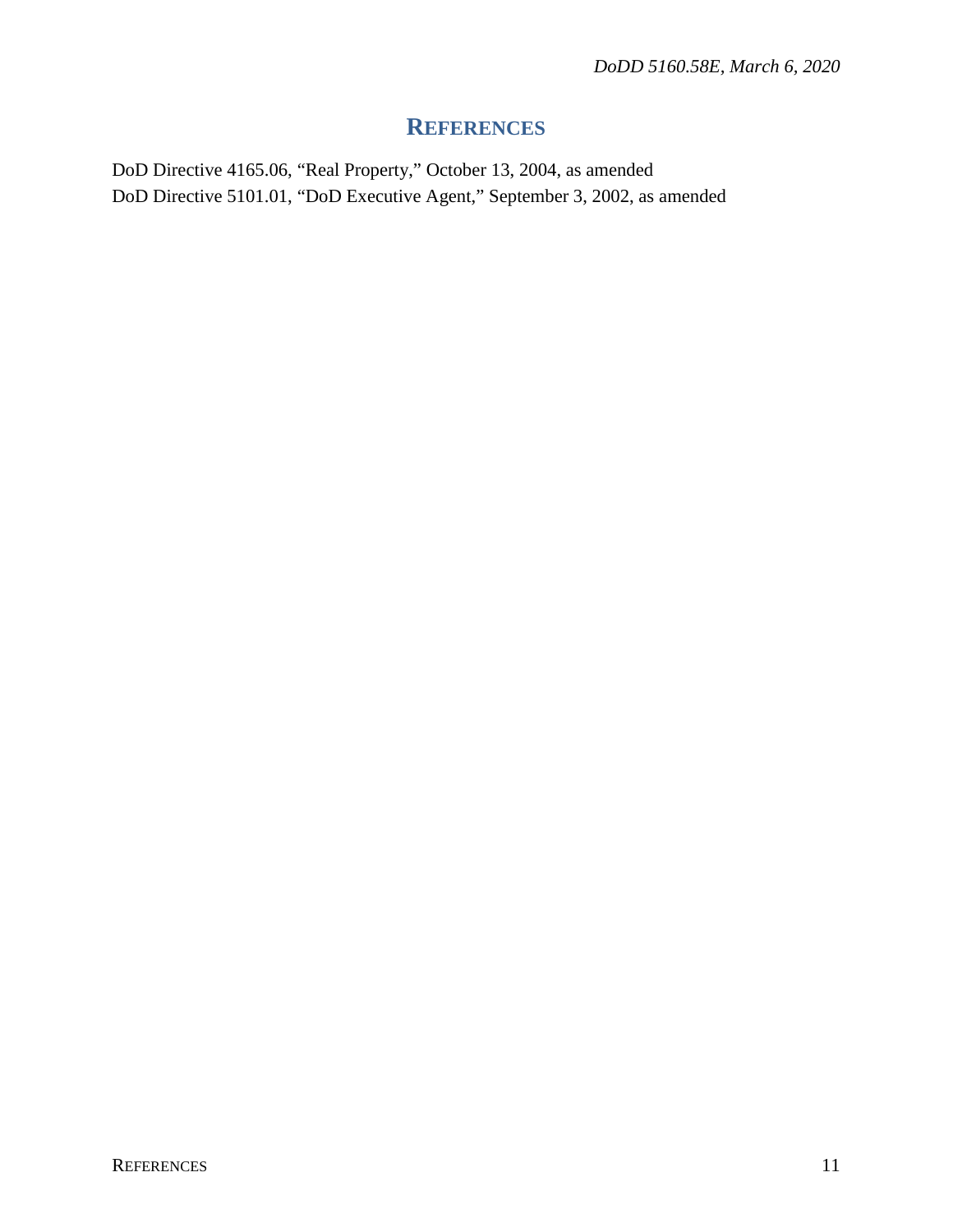# REFERENCES

DoD Directive 4165.06, "Real Property," October 13, 2004, as amended
DoD Directive 5101.01, "DoD Executive Agent," September 3, 2002, as amended